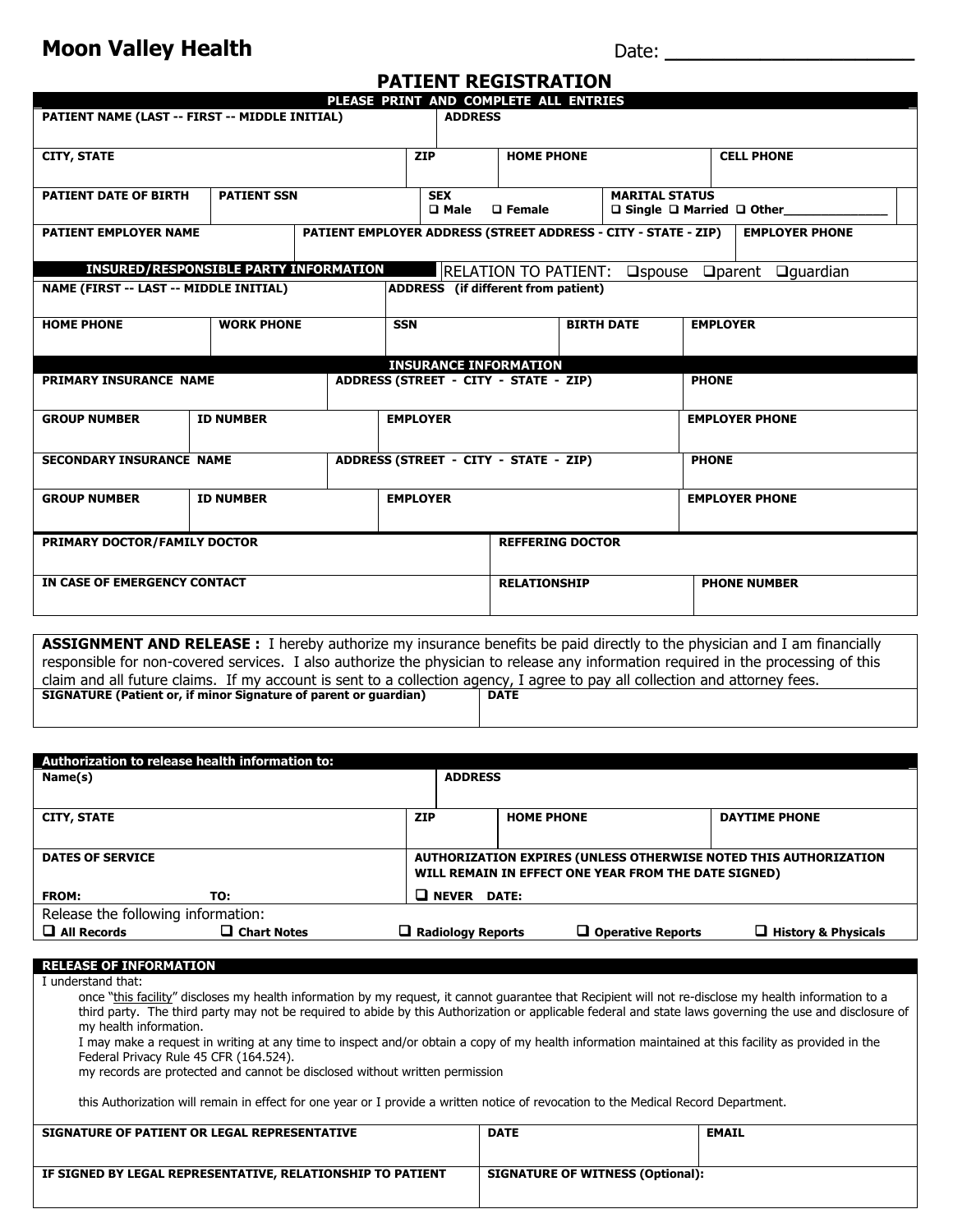**Moon Valley Health**

Date: ______________________

## PATIENT REGISTRATION

**PLEASE PRINT AND COMPLETE ALL ENTRIES**

| PATIENT NAME (LAST -- FIRST -- MIDDLE INITIAL) | | ADDRESS | |
|---|---|---|---|
| **CITY, STATE** | **ZIP** | **HOME PHONE** | **CELL PHONE** |
| **PATIENT DATE OF BIRTH** | **PATIENT SSN** | **SEX** ❑ Male ❑ Female | **MARITAL STATUS** ❑ Single ❑ Married ❑ Other_______________ |
| **PATIENT EMPLOYER NAME** | **PATIENT EMPLOYER ADDRESS (STREET ADDRESS - CITY - STATE - ZIP)** | | **EMPLOYER PHONE** |

**INSURED/RESPONSIBLE PARTY INFORMATION** — RELATION TO PATIENT: ❑spouse ❑parent ❑guardian

| NAME (FIRST -- LAST -- MIDDLE INITIAL) | | ADDRESS (if different from patient) | | |
|---|---|---|---|---|
| **HOME PHONE** | **WORK PHONE** | **SSN** | **BIRTH DATE** | **EMPLOYER** |

**INSURANCE INFORMATION**

| PRIMARY INSURANCE NAME | | ADDRESS (STREET - CITY - STATE - ZIP) | PHONE |
|---|---|---|---|
| **GROUP NUMBER** | **ID NUMBER** | **EMPLOYER** | **EMPLOYER PHONE** |
| **SECONDARY INSURANCE NAME** | | **ADDRESS (STREET - CITY - STATE - ZIP)** | **PHONE** |
| **GROUP NUMBER** | **ID NUMBER** | **EMPLOYER** | **EMPLOYER PHONE** |

| PRIMARY DOCTOR/FAMILY DOCTOR | REFFERING DOCTOR | |
|---|---|---|
| **IN CASE OF EMERGENCY CONTACT** | **RELATIONSHIP** | **PHONE NUMBER** |

**ASSIGNMENT AND RELEASE :** I hereby authorize my insurance benefits be paid directly to the physician and I am financially responsible for non-covered services. I also authorize the physician to release any information required in the processing of this claim and all future claims. If my account is sent to a collection agency, I agree to pay all collection and attorney fees.

| SIGNATURE (Patient or, if minor Signature of parent or guardian) | DATE |
|---|---|
| | |

**Authorization to release health information to:**

| Name(s) | | ADDRESS | |
|---|---|---|---|
| **CITY, STATE** | **ZIP** | **HOME PHONE** | **DAYTIME PHONE** |
| **DATES OF SERVICE** FROM: TO: | **AUTHORIZATION EXPIRES (UNLESS OTHERWISE NOTED THIS AUTHORIZATION WILL REMAIN IN EFFECT ONE YEAR FROM THE DATE SIGNED)** ❑ NEVER DATE: | | |

Release the following information:
❑ **All Records** ❑ **Chart Notes** ❑ **Radiology Reports** ❑ **Operative Reports** ❑ **History & Physicals**

**RELEASE OF INFORMATION**

I understand that:

once "this facility" discloses my health information by my request, it cannot guarantee that Recipient will not re-disclose my health information to a third party. The third party may not be required to abide by this Authorization or applicable federal and state laws governing the use and disclosure of my health information.

I may make a request in writing at any time to inspect and/or obtain a copy of my health information maintained at this facility as provided in the Federal Privacy Rule 45 CFR (164.524).

my records are protected and cannot be disclosed without written permission

this Authorization will remain in effect for one year or I provide a written notice of revocation to the Medical Record Department.

| SIGNATURE OF PATIENT OR LEGAL REPRESENTATIVE | DATE | EMAIL |
|---|---|---|
| **IF SIGNED BY LEGAL REPRESENTATIVE, RELATIONSHIP TO PATIENT** | **SIGNATURE OF WITNESS (Optional):** | |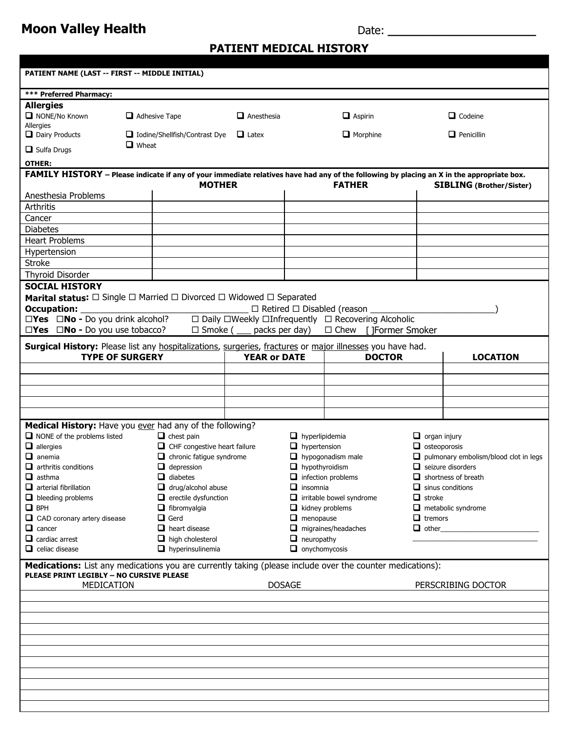# Moon Valley Health

Date: ______________________

## PATIENT MEDICAL HISTORY

**PATIENT NAME (LAST -- FIRST -- MIDDLE INITIAL)**

**\*\*\* Preferred Pharmacy:**

**Allergies**

| | | | | |
|---|---|---|---|---|
| ☐ NONE/No Known Allergies | ☐ Adhesive Tape | ☐ Anesthesia | ☐ Aspirin | ☐ Codeine |
| ☐ Dairy Products | ☐ Iodine/Shellfish/Contrast Dye | ☐ Latex | ☐ Morphine | ☐ Penicillin |
| ☐ Sulfa Drugs | ☐ Wheat | | | |

**OTHER:**

**FAMILY HISTORY – Please indicate if any of your immediate relatives have had any of the following by placing an X in the appropriate box.**

| | MOTHER | FATHER | SIBLING (Brother/Sister) |
|---|---|---|---|
| Anesthesia Problems | | | |
| Arthritis | | | |
| Cancer | | | |
| Diabetes | | | |
| Heart Problems | | | |
| Hypertension | | | |
| Stroke | | | |
| Thyroid Disorder | | | |

**SOCIAL HISTORY**

**Marital status:** ☐ Single ☐ Married ☐ Divorced ☐ Widowed ☐ Separated

**Occupation:** ________________________________ ☐ Retired ☐ Disabled (reason ________________________)

☐**Yes** ☐**No -** Do you drink alcohol? ☐ Daily ☐Weekly ☐Infrequently ☐ Recovering Alcoholic

☐**Yes** ☐**No -** Do you use tobacco? ☐ Smoke ( ___ packs per day) ☐ Chew [ ]Former Smoker

**Surgical History:** Please list any hospitalizations, surgeries, fractures or major illnesses you have had.

| TYPE OF SURGERY | YEAR or DATE | DOCTOR | LOCATION |
|---|---|---|---|
| | | | |
| | | | |
| | | | |
| | | | |
| | | | |

**Medical History:** Have you ever had any of the following?

| | | | |
|---|---|---|---|
| ☐ NONE of the problems listed | ☐ chest pain | ☐ hyperlipidemia | ☐ organ injury |
| ☐ allergies | ☐ CHF congestive heart failure | ☐ hypertension | ☐ osteoporosis |
| ☐ anemia | ☐ chronic fatigue syndrome | ☐ hypogonadism male | ☐ pulmonary embolism/blood clot in legs |
| ☐ arthritis conditions | ☐ depression | ☐ hypothyroidism | ☐ seizure disorders |
| ☐ asthma | ☐ diabetes | ☐ infection problems | ☐ shortness of breath |
| ☐ arterial fibrillation | ☐ drug/alcohol abuse | ☐ insomnia | ☐ sinus conditions |
| ☐ bleeding problems | ☐ erectile dysfunction | ☐ irritable bowel syndrome | ☐ stroke |
| ☐ BPH | ☐ fibromyalgia | ☐ kidney problems | ☐ metabolic syndrome |
| ☐ CAD coronary artery disease | ☐ Gerd | ☐ menopause | ☐ tremors |
| ☐ cancer | ☐ heart disease | ☐ migraines/headaches | ☐ other________________________ |
| ☐ cardiac arrest | ☐ high cholesterol | ☐ neuropathy | ______________________________ |
| ☐ celiac disease | ☐ hyperinsulinemia | ☐ onychomycosis | |

**Medications:** List any medications you are currently taking (please include over the counter medications):

**PLEASE PRINT LEGIBLY – NO CURSIVE PLEASE**

| MEDICATION | DOSAGE | PERSCRIBING DOCTOR |
|---|---|---|
| | | |
| | | |
| | | |
| | | |
| | | |
| | | |
| | | |
| | | |
| | | |
| | | |
| | | |